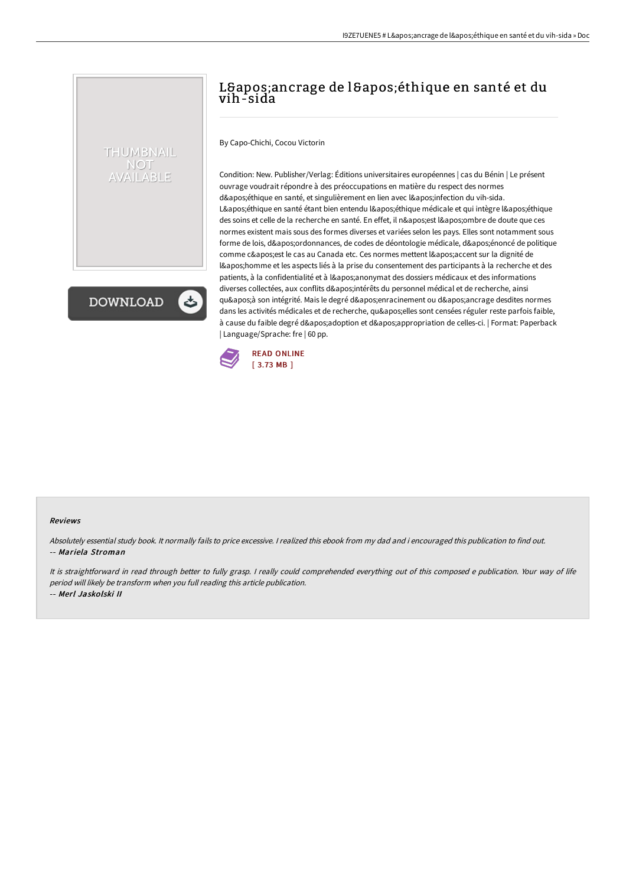# L&apos;ancrage de l&apos;éthique en santé et du vih-sida

By Capo-Chichi, Cocou Victorin

Condition: New. Publisher/Verlag: Éditions universitaires européennes | cas du Bénin | Le présent ouvrage voudrait répondre à des préoccupations en matière du respect des normes d&apos;éthique en santé, et singulièrement en lien avec l&apos;infection du vih-sida. L&apos;éthique en santé étant bien entendu l&apos;éthique médicale et qui intègre l&apos;éthique des soins et celle de la recherche en santé. En effet, il n&apos;est l&apos;ombre de doute que ces normes existent mais sous des formes diverses et variées selon les pays. Elles sont notamment sous forme de lois, d&apos;ordonnances, de codes de déontologie médicale, d&apos;énoncé de politique comme c&apos;est le cas au Canada etc. Ces normes mettent l&apos;accent sur la dignité de l&apos;homme et les aspects liés à la prise du consentement des participants à la recherche et des patients, à la confidentialité et à l&apos;anonymat des dossiers médicaux et des informations diverses collectées, aux conflits d&apos;intérêts du personnel médical et de recherche, ainsi qu&apos;à son intégrité. Mais le degré d&apos;enracinement ou d&apos;ancrage desdites normes dans les activités médicales et de recherche, qu&apos;elles sont censées réguler reste parfois faible, à cause du faible degré d&apos;adoption et d&apos;appropriation de celles-ci. | Format: Paperback | Language/Sprache: fre | 60 pp.

READ ONLINE
[ 3.73 MB ]

### Reviews

*Absolutely essential study book. It normally fails to price excessive. I realized this ebook from my dad and i encouraged this publication to find out.*
-- ***Mariela Stroman***

*It is straightforward in read through better to fully grasp. I really could comprehended everything out of this composed e publication. Your way of life period will likely be transform when you full reading this article publication.*
-- ***Merl Jaskolski II***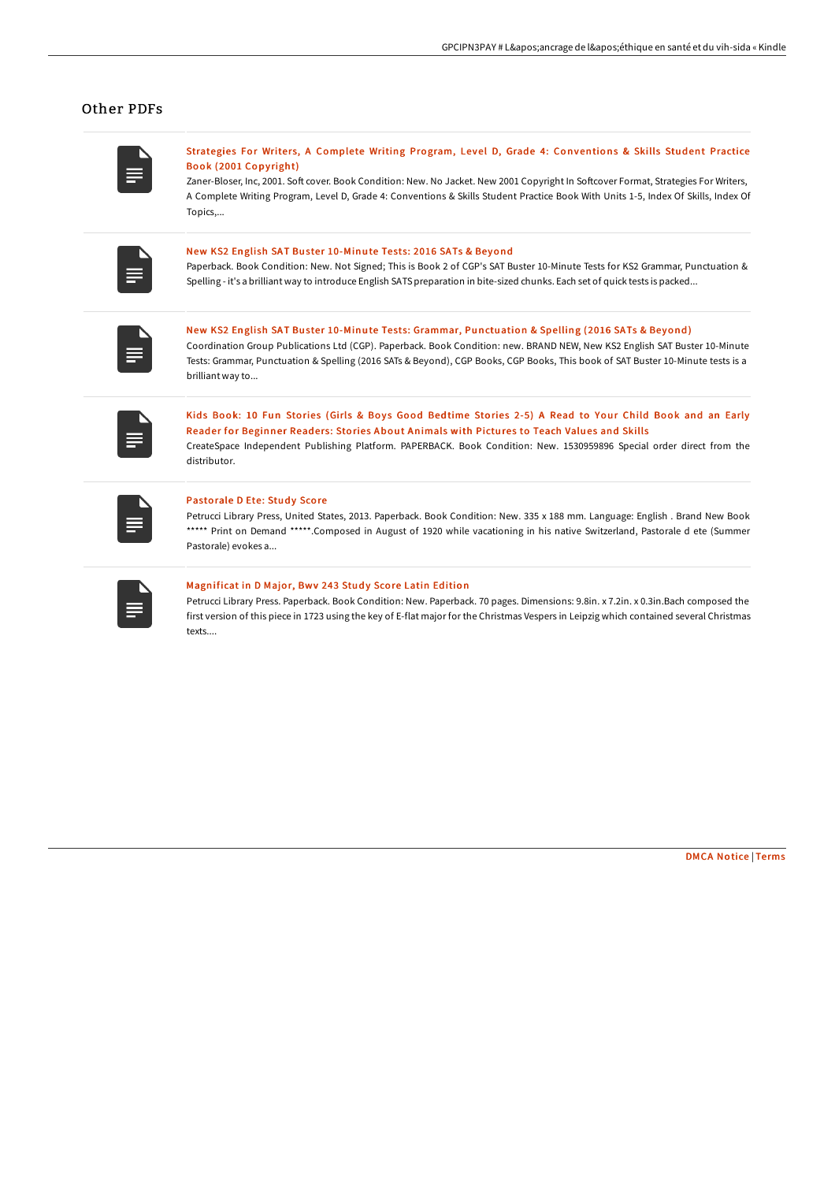## Other PDFs

### Strategies For Writers, A Complete Writing Program, Level D, Grade 4: Conventions & Skills Student Practice Book (2001 Copyright)

Zaner-Bloser, Inc, 2001. Soft cover. Book Condition: New. No Jacket. New 2001 Copyright In Softcover Format, Strategies For Writers, A Complete Writing Program, Level D, Grade 4: Conventions & Skills Student Practice Book With Units 1-5, Index Of Skills, Index Of Topics,...

### New KS2 English SAT Buster 10-Minute Tests: 2016 SATs & Beyond

Paperback. Book Condition: New. Not Signed; This is Book 2 of CGP's SAT Buster 10-Minute Tests for KS2 Grammar, Punctuation & Spelling - it's a brilliant way to introduce English SATS preparation in bite-sized chunks. Each set of quick tests is packed...

### New KS2 English SAT Buster 10-Minute Tests: Grammar, Punctuation & Spelling (2016 SATs & Beyond)

Coordination Group Publications Ltd (CGP). Paperback. Book Condition: new. BRAND NEW, New KS2 English SAT Buster 10-Minute Tests: Grammar, Punctuation & Spelling (2016 SATs & Beyond), CGP Books, CGP Books, This book of SAT Buster 10-Minute tests is a brilliant way to...

### Kids Book: 10 Fun Stories (Girls & Boys Good Bedtime Stories 2-5) A Read to Your Child Book and an Early Reader for Beginner Readers: Stories About Animals with Pictures to Teach Values and Skills

CreateSpace Independent Publishing Platform. PAPERBACK. Book Condition: New. 1530959896 Special order direct from the distributor.

### Pastorale D Ete: Study Score

Petrucci Library Press, United States, 2013. Paperback. Book Condition: New. 335 x 188 mm. Language: English . Brand New Book ***** Print on Demand *****.Composed in August of 1920 while vacationing in his native Switzerland, Pastorale d ete (Summer Pastorale) evokes a...

### Magnificat in D Major, Bwv 243 Study Score Latin Edition

Petrucci Library Press. Paperback. Book Condition: New. Paperback. 70 pages. Dimensions: 9.8in. x 7.2in. x 0.3in.Bach composed the first version of this piece in 1723 using the key of E-flat major for the Christmas Vespers in Leipzig which contained several Christmas texts....

DMCA Notice | Terms